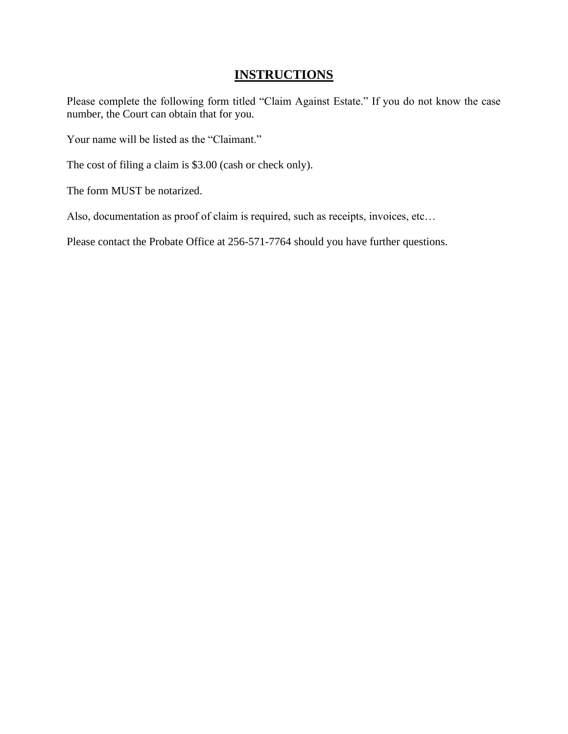# **INSTRUCTIONS**

Please complete the following form titled "Claim Against Estate." If you do not know the case number, the Court can obtain that for you.

Your name will be listed as the "Claimant."

The cost of filing a claim is $3.00 (cash or check only).

The form MUST be notarized.

Also, documentation as proof of claim is required, such as receipts, invoices, etc…

Please contact the Probate Office at 256-571-7764 should you have further questions.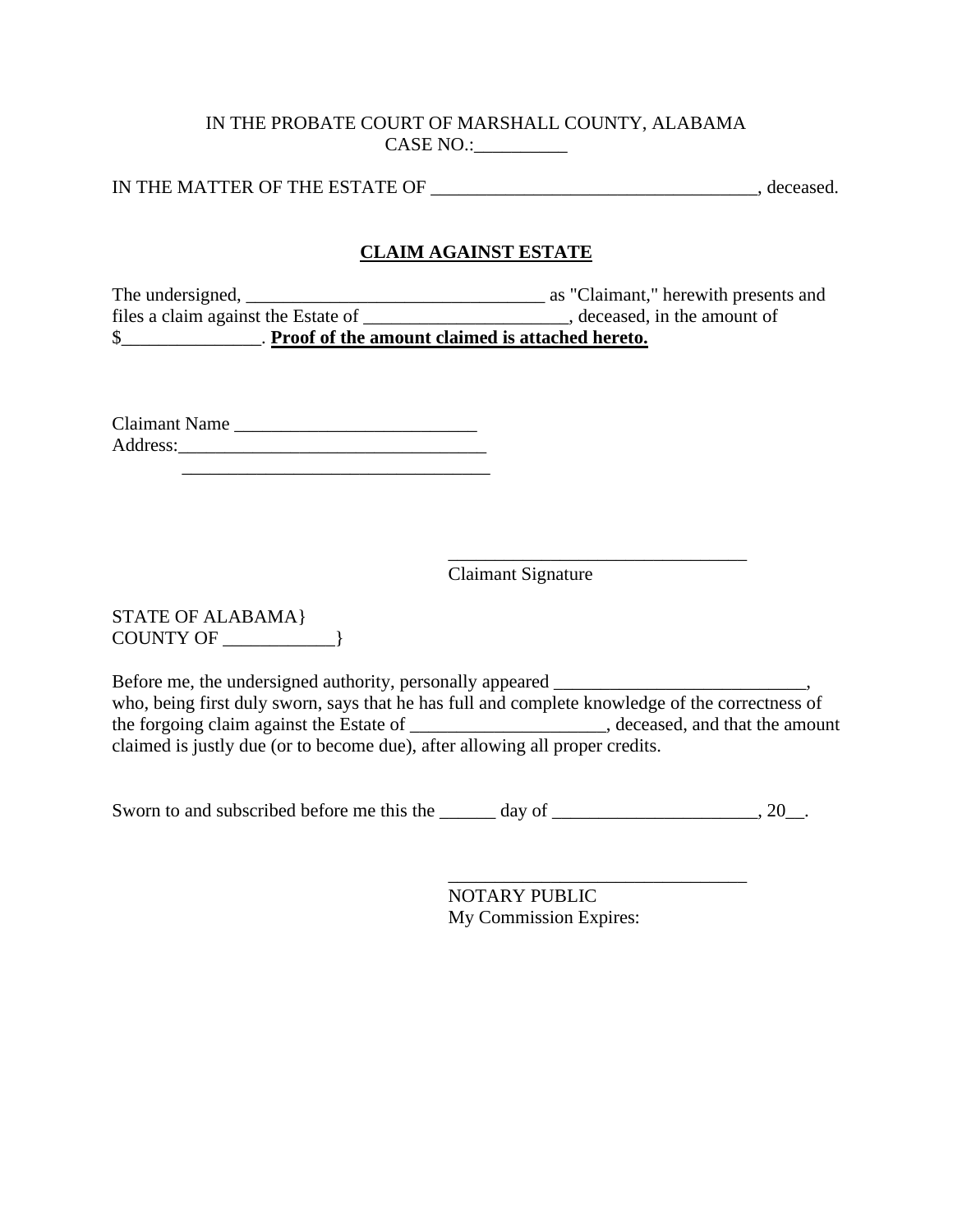IN THE PROBATE COURT OF MARSHALL COUNTY, ALABAMA
CASE NO.:__________

IN THE MATTER OF THE ESTATE OF ___________________________________, deceased.

## **CLAIM AGAINST ESTATE**

The undersigned, ________________________________ as "Claimant," herewith presents and files a claim against the Estate of ______________________, deceased, in the amount of $_______________. **Proof of the amount claimed is attached hereto.**

Claimant Name __________________________
Address:_________________________________
_________________________________

_________________________________
Claimant Signature

STATE OF ALABAMA}
COUNTY OF ____________}

Before me, the undersigned authority, personally appeared __________________________, who, being first duly sworn, says that he has full and complete knowledge of the correctness of the forgoing claim against the Estate of ____________________, deceased, and that the amount claimed is justly due (or to become due), after allowing all proper credits.

Sworn to and subscribed before me this the ______ day of ______________________, 20__.

_________________________________
NOTARY PUBLIC
My Commission Expires: